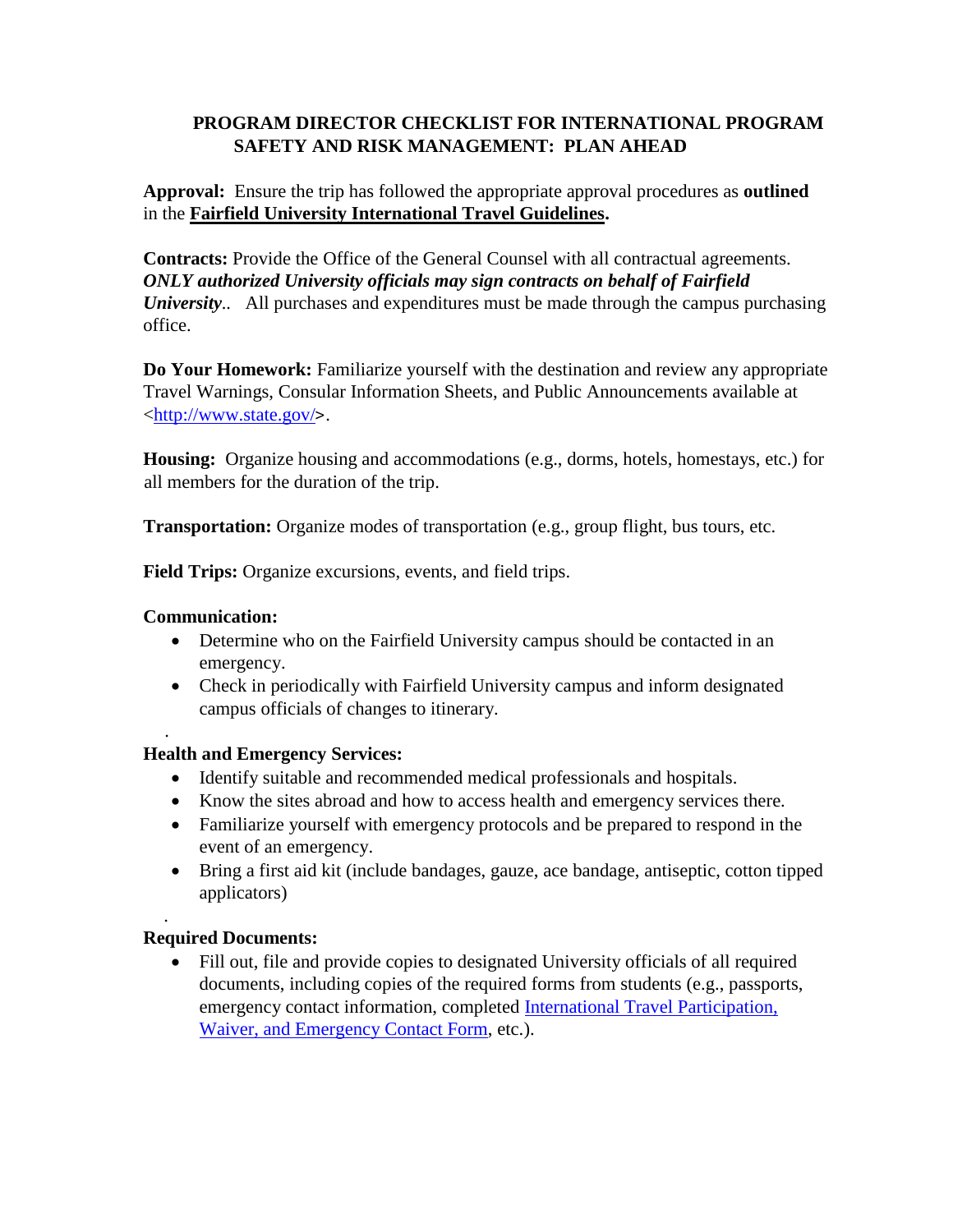# PROGRAM DIRECTOR CHECKLIST FOR INTERNATIONAL PROGRAM SAFETY AND RISK MANAGEMENT: PLAN AHEAD

**Approval:** Ensure the trip has followed the appropriate approval procedures as **outlined** in the **Fairfield University International Travel Guidelines.**

**Contracts:** Provide the Office of the General Counsel with all contractual agreements. ***ONLY authorized University officials may sign contracts on behalf of Fairfield University***.. All purchases and expenditures must be made through the campus purchasing office.

**Do Your Homework:** Familiarize yourself with the destination and review any appropriate Travel Warnings, Consular Information Sheets, and Public Announcements available at <http://www.state.gov/>.

**Housing:** Organize housing and accommodations (e.g., dorms, hotels, homestays, etc.) for all members for the duration of the trip.

**Transportation:** Organize modes of transportation (e.g., group flight, bus tours, etc.

**Field Trips:** Organize excursions, events, and field trips.

**Communication:**

- Determine who on the Fairfield University campus should be contacted in an emergency.
- Check in periodically with Fairfield University campus and inform designated campus officials of changes to itinerary.

**Health and Emergency Services:**

- Identify suitable and recommended medical professionals and hospitals.
- Know the sites abroad and how to access health and emergency services there.
- Familiarize yourself with emergency protocols and be prepared to respond in the event of an emergency.
- Bring a first aid kit (include bandages, gauze, ace bandage, antiseptic, cotton tipped applicators)

**Required Documents:**

- Fill out, file and provide copies to designated University officials of all required documents, including copies of the required forms from students (e.g., passports, emergency contact information, completed International Travel Participation, Waiver, and Emergency Contact Form, etc.).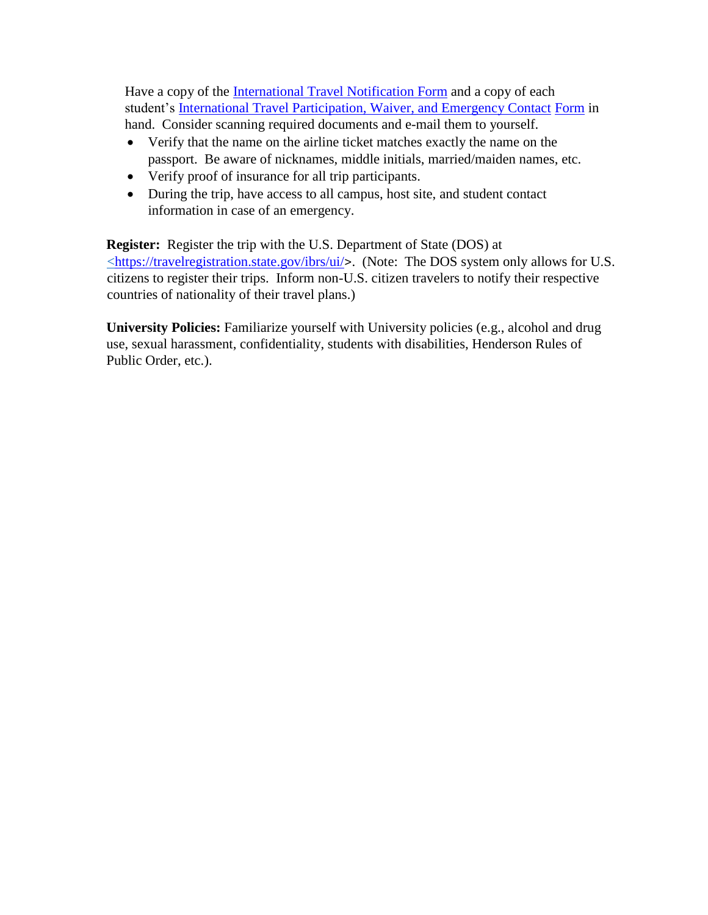Have a copy of the International Travel Notification Form and a copy of each student's International Travel Participation, Waiver, and Emergency Contact Form in hand. Consider scanning required documents and e-mail them to yourself.

- Verify that the name on the airline ticket matches exactly the name on the passport. Be aware of nicknames, middle initials, married/maiden names, etc.
- Verify proof of insurance for all trip participants.
- During the trip, have access to all campus, host site, and student contact information in case of an emergency.

**Register:** Register the trip with the U.S. Department of State (DOS) at <https://travelregistration.state.gov/ibrs/ui/>. (Note: The DOS system only allows for U.S. citizens to register their trips. Inform non-U.S. citizen travelers to notify their respective countries of nationality of their travel plans.)

**University Policies:** Familiarize yourself with University policies (e.g., alcohol and drug use, sexual harassment, confidentiality, students with disabilities, Henderson Rules of Public Order, etc.).